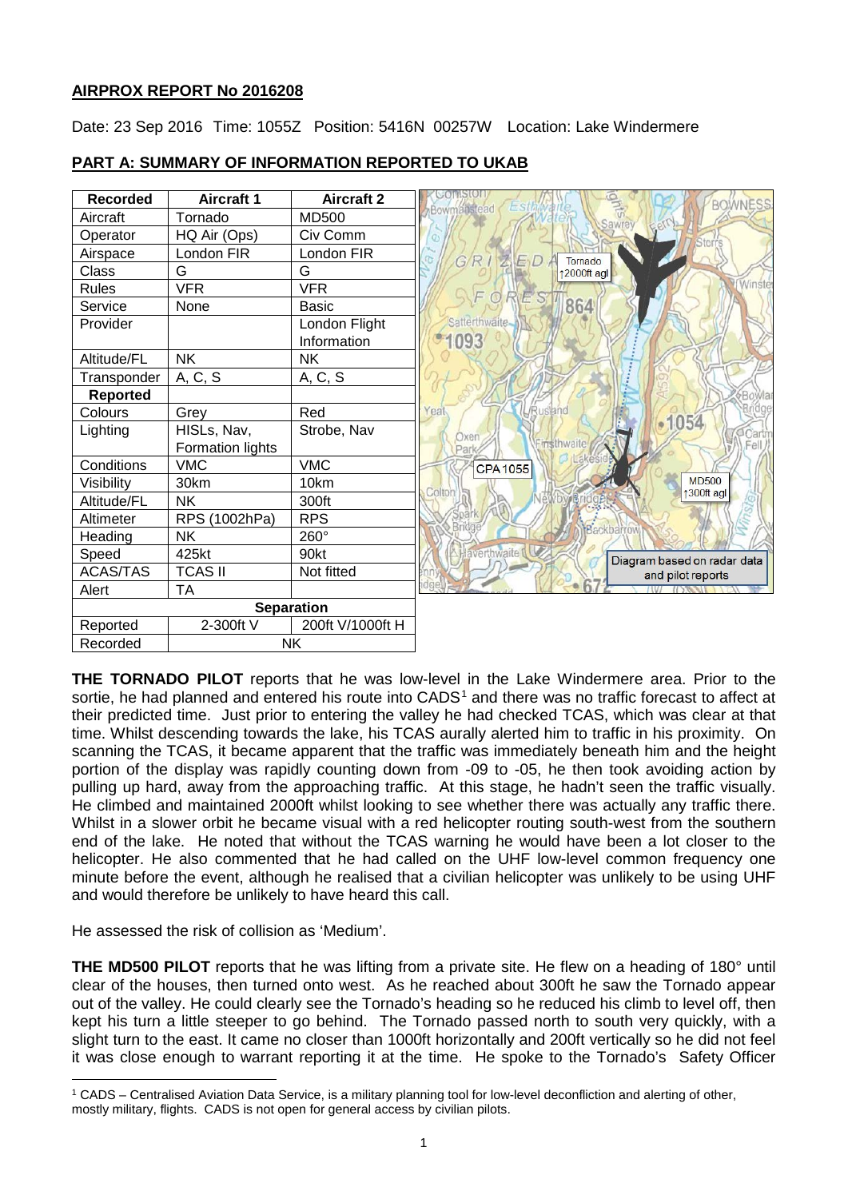**AIRPROX REPORT No 2016208**

Date: 23 Sep 2016 Time: 1055Z Position: 5416N 00257W Location: Lake Windermere

**PART A: SUMMARY OF INFORMATION REPORTED TO UKAB**

| Recorded | Aircraft 1 | Aircraft 2 |
|---|---|---|
| Aircraft | Tornado | MD500 |
| Operator | HQ Air (Ops) | Civ Comm |
| Airspace | London FIR | London FIR |
| Class | G | G |
| Rules | VFR | VFR |
| Service | None | Basic |
| Provider | | London Flight Information |
| Altitude/FL | NK | NK |
| Transponder | A, C, S | A, C, S |
| **Reported** | | |
| Colours | Grey | Red |
| Lighting | HISLs, Nav, Formation lights | Strobe, Nav |
| Conditions | VMC | VMC |
| Visibility | 30km | 10km |
| Altitude/FL | NK | 300ft |
| Altimeter | RPS (1002hPa) | RPS |
| Heading | NK | 260° |
| Speed | 425kt | 90kt |
| ACAS/TAS | TCAS II | Not fitted |
| Alert | TA | |
| **Separation** | | |
| Reported | 2-300ft V | 200ft V/1000ft H |
| Recorded | NK | |

Diagram based on radar data and pilot reports

**THE TORNADO PILOT** reports that he was low-level in the Lake Windermere area. Prior to the sortie, he had planned and entered his route into CADS[1] and there was no traffic forecast to affect at their predicted time. Just prior to entering the valley he had checked TCAS, which was clear at that time. Whilst descending towards the lake, his TCAS aurally alerted him to traffic in his proximity. On scanning the TCAS, it became apparent that the traffic was immediately beneath him and the height portion of the display was rapidly counting down from -09 to -05, he then took avoiding action by pulling up hard, away from the approaching traffic. At this stage, he hadn't seen the traffic visually. He climbed and maintained 2000ft whilst looking to see whether there was actually any traffic there. Whilst in a slower orbit he became visual with a red helicopter routing south-west from the southern end of the lake. He noted that without the TCAS warning he would have been a lot closer to the helicopter. He also commented that he had called on the UHF low-level common frequency one minute before the event, although he realised that a civilian helicopter was unlikely to be using UHF and would therefore be unlikely to have heard this call.

He assessed the risk of collision as 'Medium'.

**THE MD500 PILOT** reports that he was lifting from a private site. He flew on a heading of 180° until clear of the houses, then turned onto west. As he reached about 300ft he saw the Tornado appear out of the valley. He could clearly see the Tornado's heading so he reduced his climb to level off, then kept his turn a little steeper to go behind. The Tornado passed north to south very quickly, with a slight turn to the east. It came no closer than 1000ft horizontally and 200ft vertically so he did not feel it was close enough to warrant reporting it at the time. He spoke to the Tornado's Safety Officer

[1] CADS – Centralised Aviation Data Service, is a military planning tool for low-level deconfliction and alerting of other, mostly military, flights. CADS is not open for general access by civilian pilots.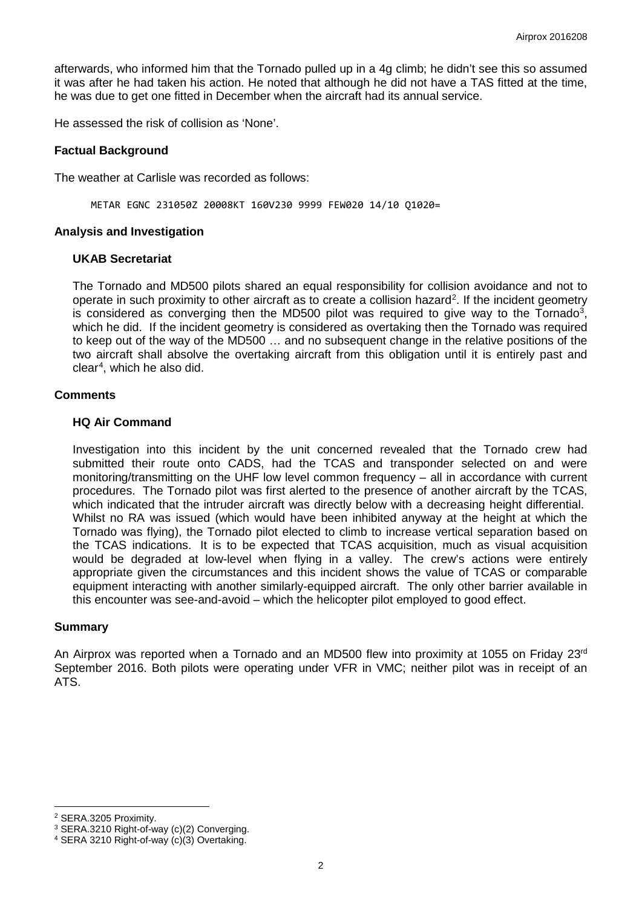afterwards, who informed him that the Tornado pulled up in a 4g climb; he didn't see this so assumed it was after he had taken his action. He noted that although he did not have a TAS fitted at the time, he was due to get one fitted in December when the aircraft had its annual service.

He assessed the risk of collision as 'None'.

## Factual Background

The weather at Carlisle was recorded as follows:

```
METAR EGNC 231050Z 20008KT 160V230 9999 FEW020 14/10 Q1020=
```

## Analysis and Investigation

### UKAB Secretariat

The Tornado and MD500 pilots shared an equal responsibility for collision avoidance and not to operate in such proximity to other aircraft as to create a collision hazard[2]. If the incident geometry is considered as converging then the MD500 pilot was required to give way to the Tornado[3], which he did. If the incident geometry is considered as overtaking then the Tornado was required to keep out of the way of the MD500 … and no subsequent change in the relative positions of the two aircraft shall absolve the overtaking aircraft from this obligation until it is entirely past and clear[4], which he also did.

## Comments

### HQ Air Command

Investigation into this incident by the unit concerned revealed that the Tornado crew had submitted their route onto CADS, had the TCAS and transponder selected on and were monitoring/transmitting on the UHF low level common frequency – all in accordance with current procedures. The Tornado pilot was first alerted to the presence of another aircraft by the TCAS, which indicated that the intruder aircraft was directly below with a decreasing height differential. Whilst no RA was issued (which would have been inhibited anyway at the height at which the Tornado was flying), the Tornado pilot elected to climb to increase vertical separation based on the TCAS indications. It is to be expected that TCAS acquisition, much as visual acquisition would be degraded at low-level when flying in a valley. The crew's actions were entirely appropriate given the circumstances and this incident shows the value of TCAS or comparable equipment interacting with another similarly-equipped aircraft. The only other barrier available in this encounter was see-and-avoid – which the helicopter pilot employed to good effect.

## Summary

An Airprox was reported when a Tornado and an MD500 flew into proximity at 1055 on Friday 23rd September 2016. Both pilots were operating under VFR in VMC; neither pilot was in receipt of an ATS.

---

[2] SERA.3205 Proximity.

[3] SERA.3210 Right-of-way (c)(2) Converging.

[4] SERA 3210 Right-of-way (c)(3) Overtaking.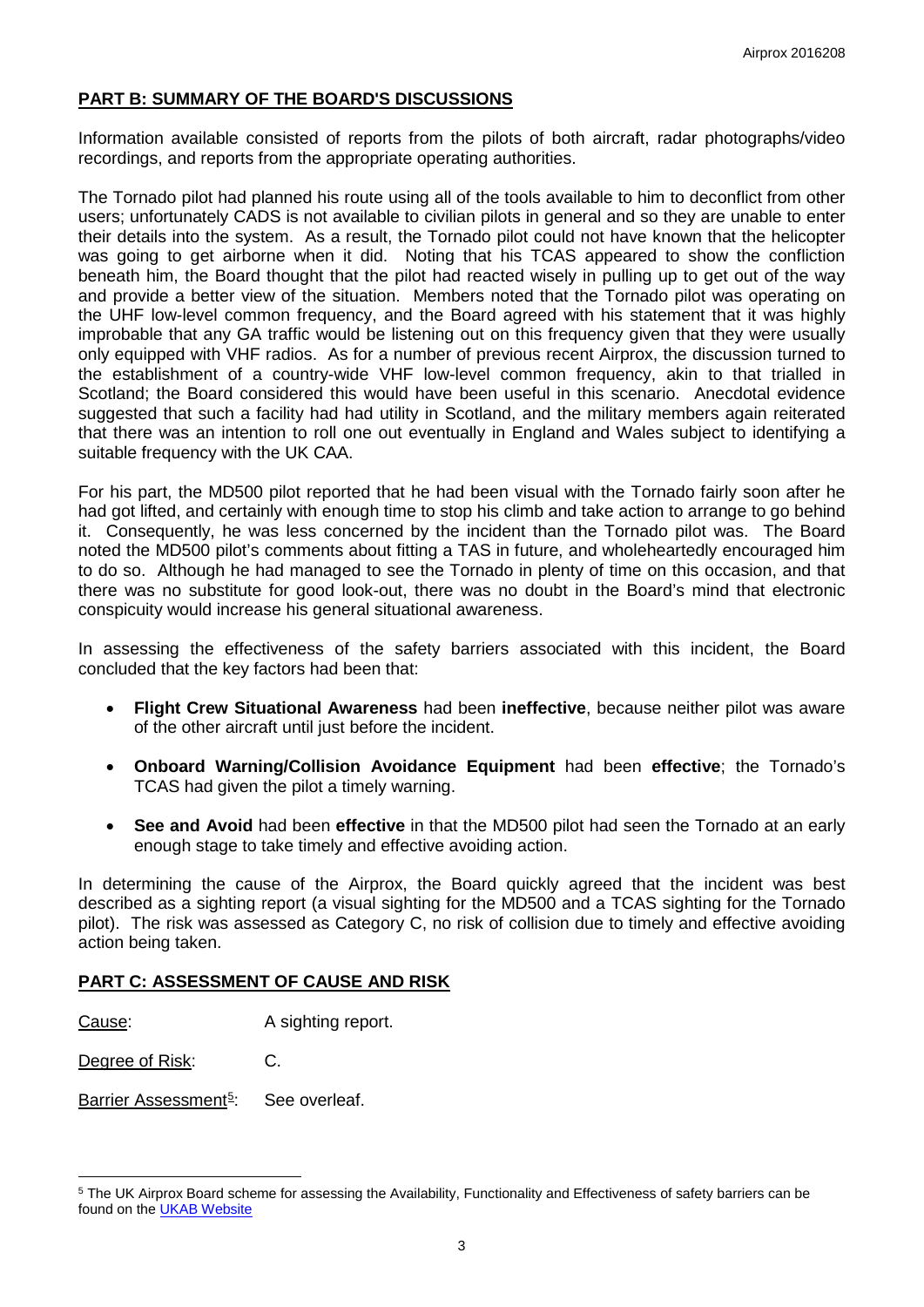## PART B: SUMMARY OF THE BOARD'S DISCUSSIONS

Information available consisted of reports from the pilots of both aircraft, radar photographs/video recordings, and reports from the appropriate operating authorities.

The Tornado pilot had planned his route using all of the tools available to him to deconflict from other users; unfortunately CADS is not available to civilian pilots in general and so they are unable to enter their details into the system. As a result, the Tornado pilot could not have known that the helicopter was going to get airborne when it did. Noting that his TCAS appeared to show the confliction beneath him, the Board thought that the pilot had reacted wisely in pulling up to get out of the way and provide a better view of the situation. Members noted that the Tornado pilot was operating on the UHF low-level common frequency, and the Board agreed with his statement that it was highly improbable that any GA traffic would be listening out on this frequency given that they were usually only equipped with VHF radios. As for a number of previous recent Airprox, the discussion turned to the establishment of a country-wide VHF low-level common frequency, akin to that trialled in Scotland; the Board considered this would have been useful in this scenario. Anecdotal evidence suggested that such a facility had had utility in Scotland, and the military members again reiterated that there was an intention to roll one out eventually in England and Wales subject to identifying a suitable frequency with the UK CAA.

For his part, the MD500 pilot reported that he had been visual with the Tornado fairly soon after he had got lifted, and certainly with enough time to stop his climb and take action to arrange to go behind it. Consequently, he was less concerned by the incident than the Tornado pilot was. The Board noted the MD500 pilot's comments about fitting a TAS in future, and wholeheartedly encouraged him to do so. Although he had managed to see the Tornado in plenty of time on this occasion, and that there was no substitute for good look-out, there was no doubt in the Board's mind that electronic conspicuity would increase his general situational awareness.

In assessing the effectiveness of the safety barriers associated with this incident, the Board concluded that the key factors had been that:

- **Flight Crew Situational Awareness** had been **ineffective**, because neither pilot was aware of the other aircraft until just before the incident.
- **Onboard Warning/Collision Avoidance Equipment** had been **effective**; the Tornado's TCAS had given the pilot a timely warning.
- **See and Avoid** had been **effective** in that the MD500 pilot had seen the Tornado at an early enough stage to take timely and effective avoiding action.

In determining the cause of the Airprox, the Board quickly agreed that the incident was best described as a sighting report (a visual sighting for the MD500 and a TCAS sighting for the Tornado pilot). The risk was assessed as Category C, no risk of collision due to timely and effective avoiding action being taken.

## PART C: ASSESSMENT OF CAUSE AND RISK

Cause: A sighting report.

Degree of Risk: C.

Barrier Assessment[5]: See overleaf.

[5] The UK Airprox Board scheme for assessing the Availability, Functionality and Effectiveness of safety barriers can be found on the UKAB Website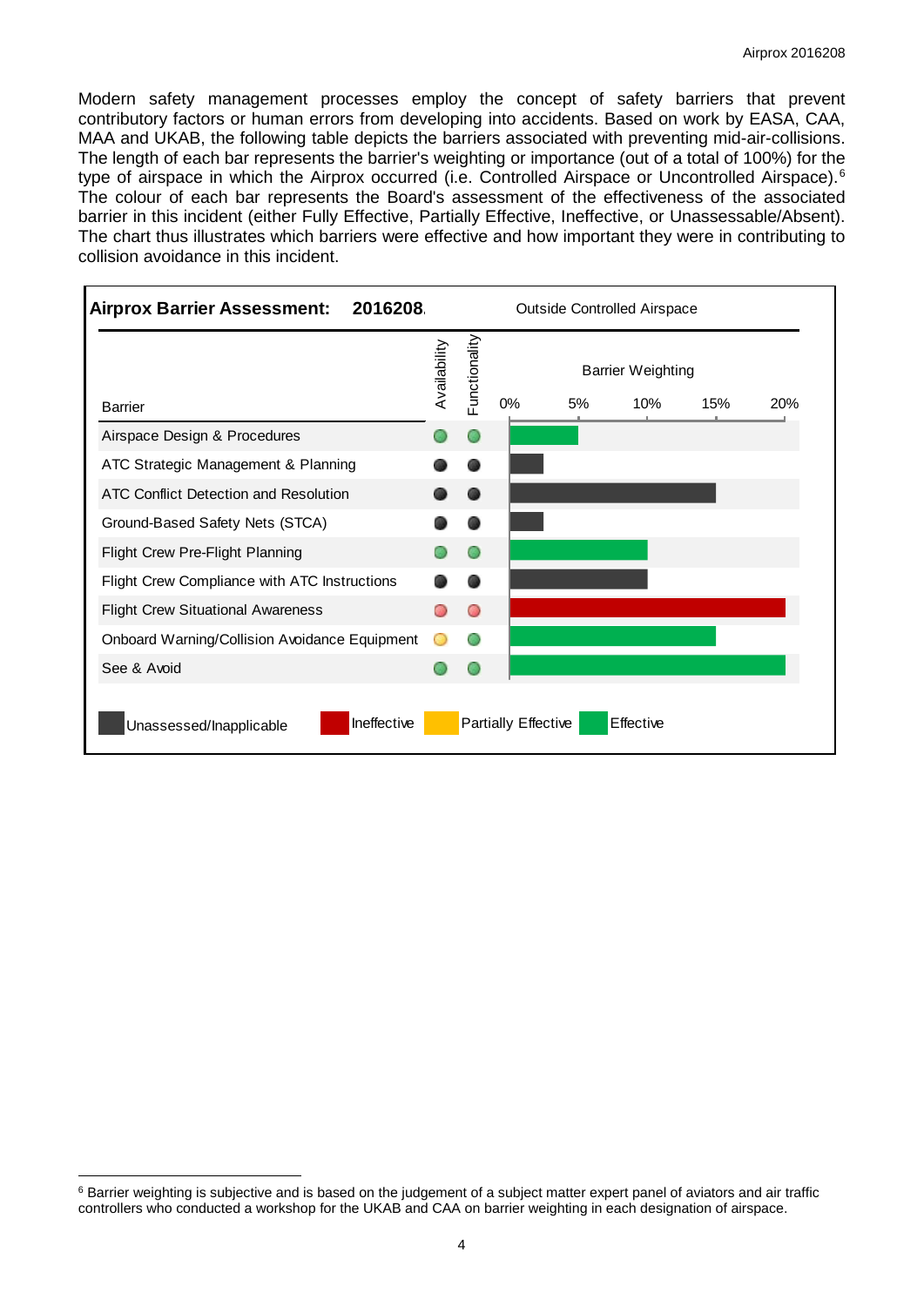Modern safety management processes employ the concept of safety barriers that prevent contributory factors or human errors from developing into accidents. Based on work by EASA, CAA, MAA and UKAB, the following table depicts the barriers associated with preventing mid-air-collisions. The length of each bar represents the barrier's weighting or importance (out of a total of 100%) for the type of airspace in which the Airprox occurred (i.e. Controlled Airspace or Uncontrolled Airspace).[6] The colour of each bar represents the Board's assessment of the effectiveness of the associated barrier in this incident (either Fully Effective, Partially Effective, Ineffective, or Unassessable/Absent). The chart thus illustrates which barriers were effective and how important they were in contributing to collision avoidance in this incident.

**Airprox Barrier Assessment: 2016208**

Outside Controlled Airspace

Barrier

Availability

Functionality

Barrier Weighting

0% 5% 10% 15% 20%

Airspace Design & Procedures

ATC Strategic Management & Planning

ATC Conflict Detection and Resolution

Ground-Based Safety Nets (STCA)

Flight Crew Pre-Flight Planning

Flight Crew Compliance with ATC Instructions

Flight Crew Situational Awareness

Onboard Warning/Collision Avoidance Equipment

See & Avoid

Unassessed/Inapplicable Ineffective Partially Effective Effective

[6] Barrier weighting is subjective and is based on the judgement of a subject matter expert panel of aviators and air traffic controllers who conducted a workshop for the UKAB and CAA on barrier weighting in each designation of airspace.